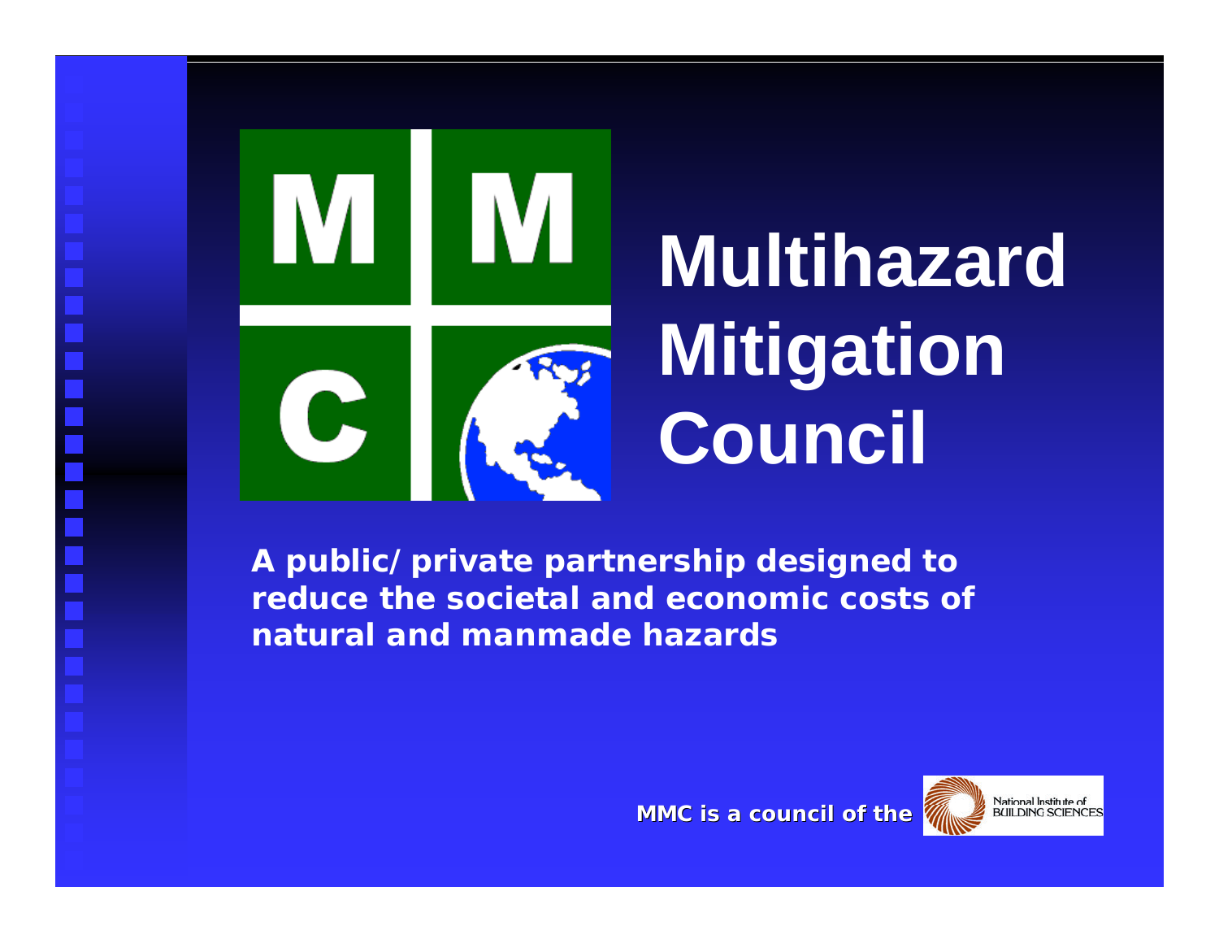# Multihazard Mitigation Council

**A public/ private partnership designed to reduce the societal and economic costs of natural and manmade hazards**

**MMC is a council of the** National Institute of BUILDING SCIENCES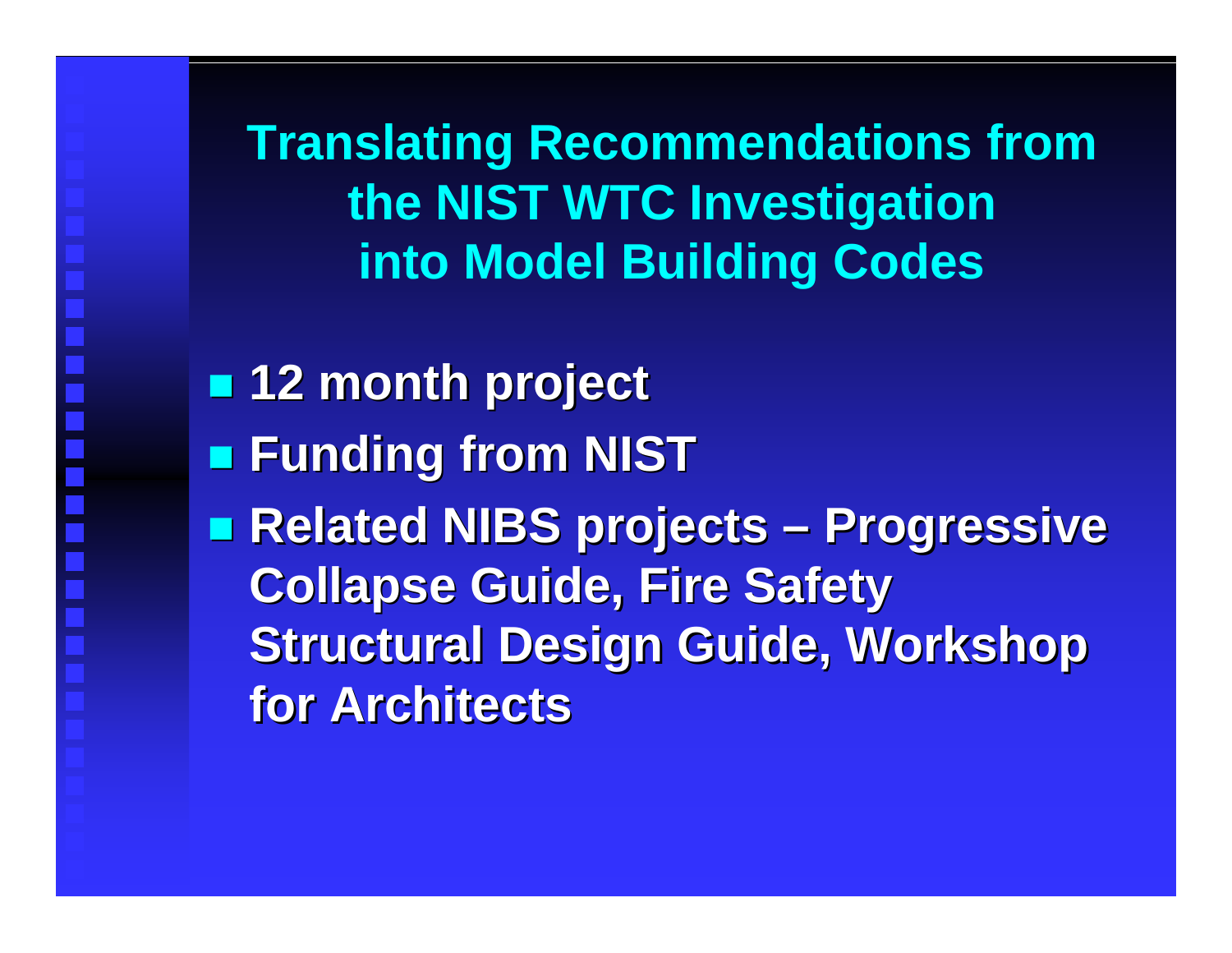# Translating Recommendations from the NIST WTC Investigation into Model Building Codes

- 12 month project
- Funding from NIST
- Related NIBS projects – Progressive Collapse Guide, Fire Safety Structural Design Guide, Workshop for Architects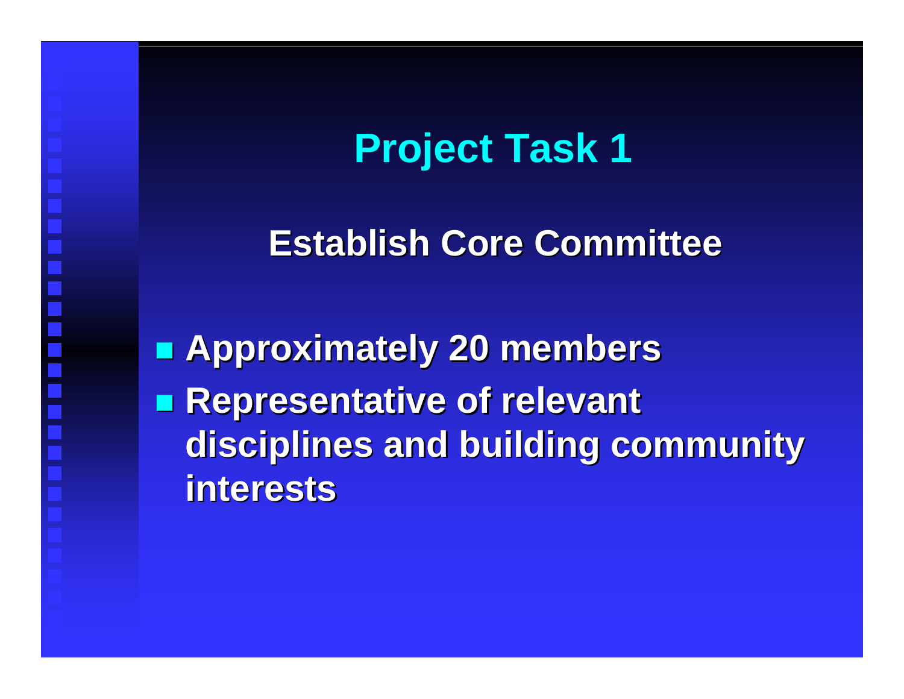# Project Task 1

## Establish Core Committee

- Approximately 20 members
- Representative of relevant disciplines and building community interests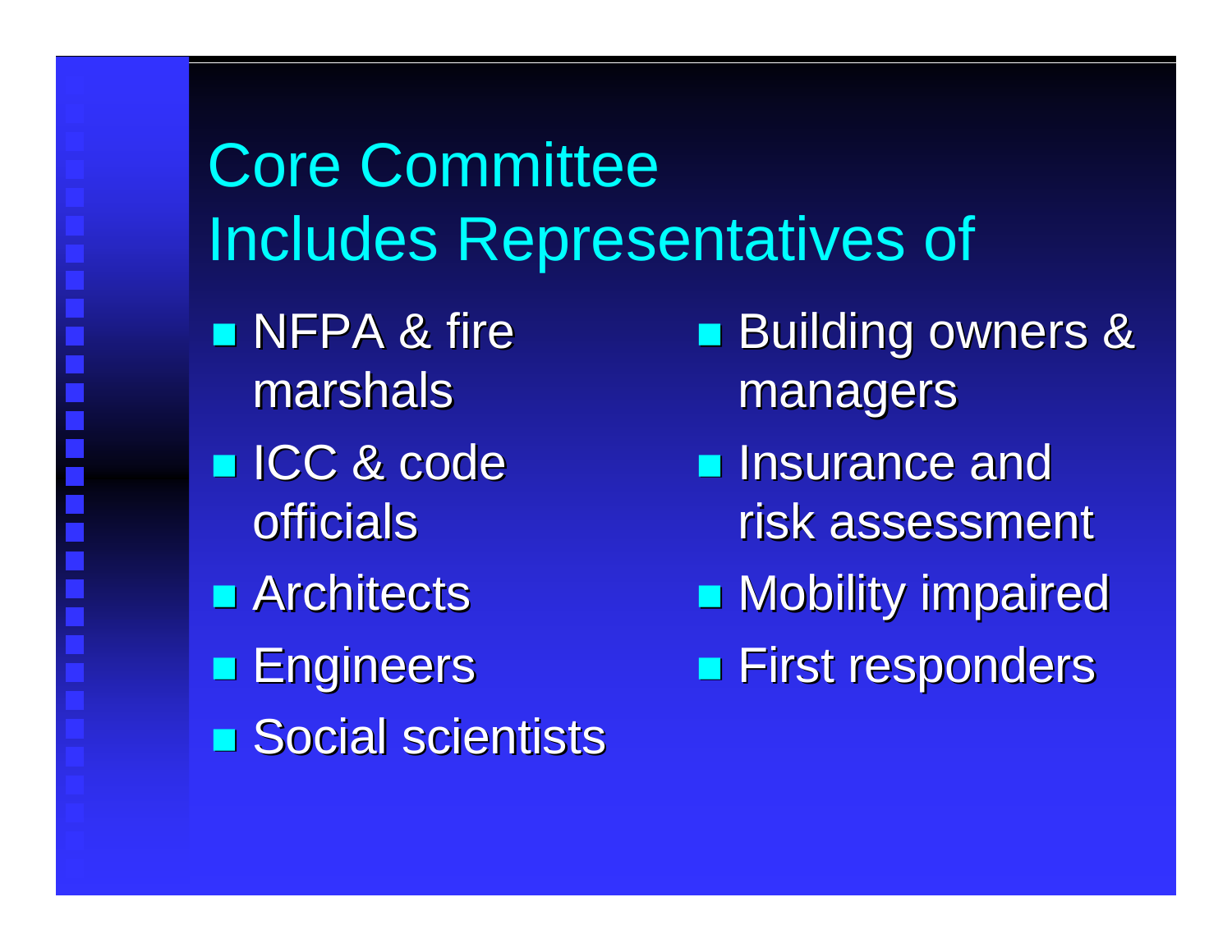# Core Committee Includes Representatives of

- NFPA & fire marshals
- ICC & code officials
- Architects
- Engineers
- Social scientists
- Building owners & managers
- Insurance and risk assessment
- Mobility impaired
- First responders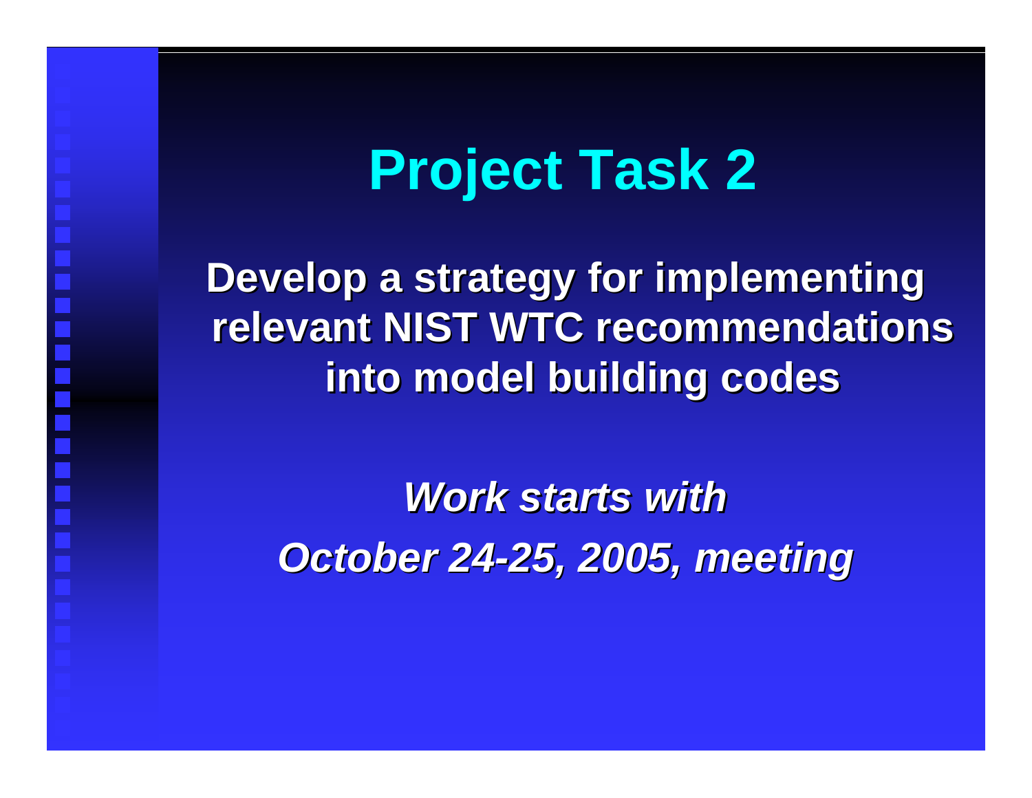# Project Task 2

**Develop a strategy for implementing relevant NIST WTC recommendations into model building codes**

***Work starts with October 24-25, 2005, meeting***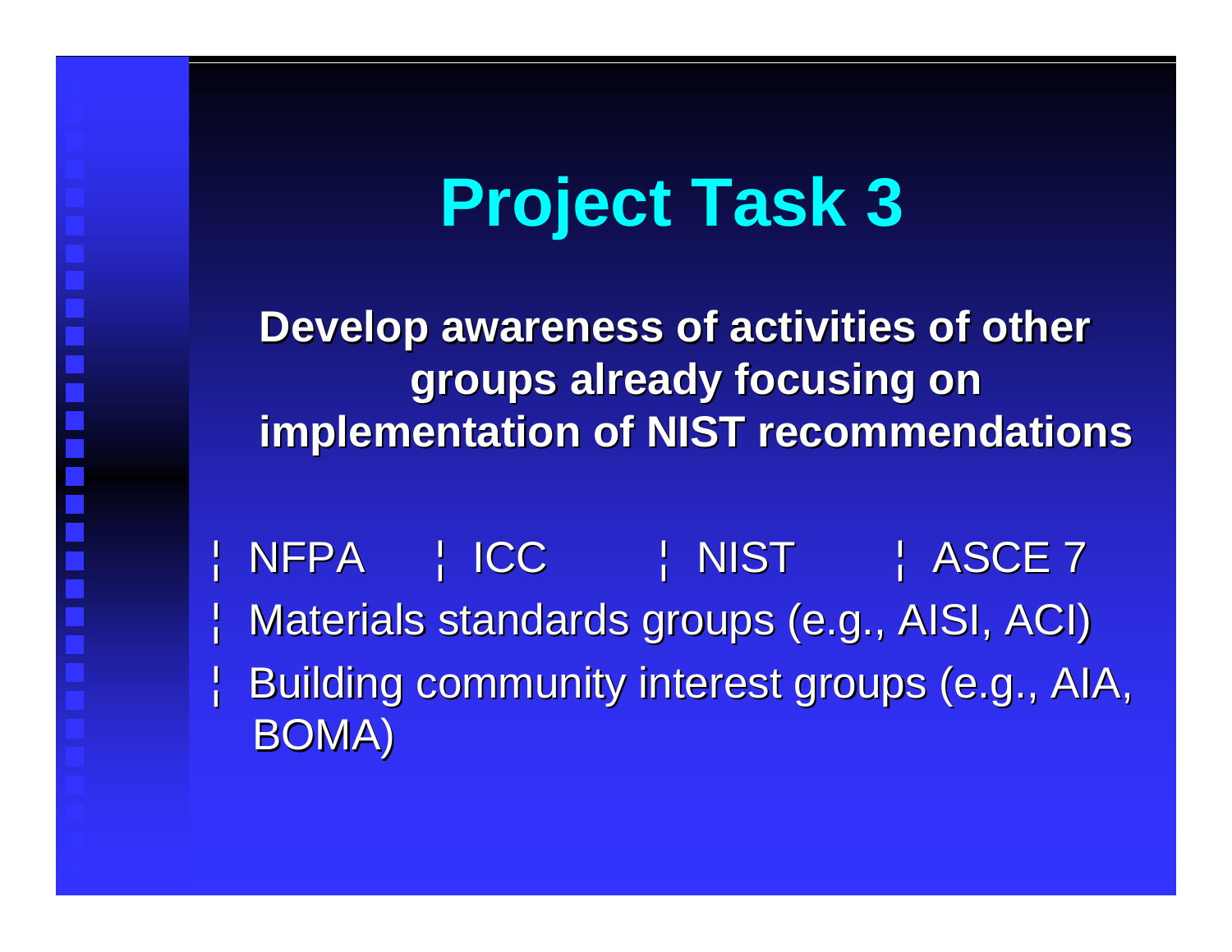# Project Task 3

**Develop awareness of activities of other groups already focusing on implementation of NIST recommendations**

- NFPA
- ICC
- NIST
- ASCE 7
- Materials standards groups (e.g., AISI, ACI)
- Building community interest groups (e.g., AIA, BOMA)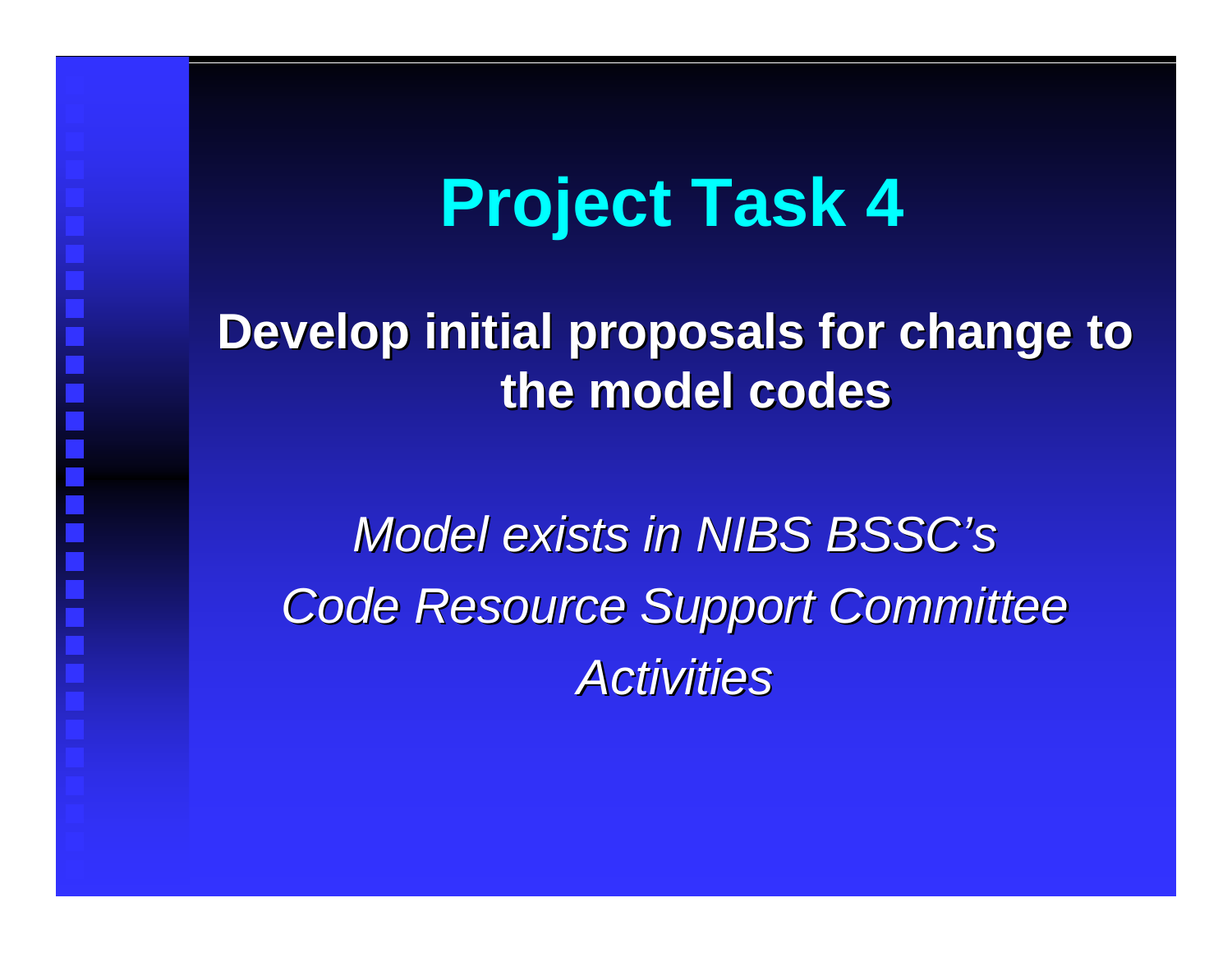# Project Task 4

**Develop initial proposals for change to the model codes**

*Model exists in NIBS BSSC's Code Resource Support Committee Activities*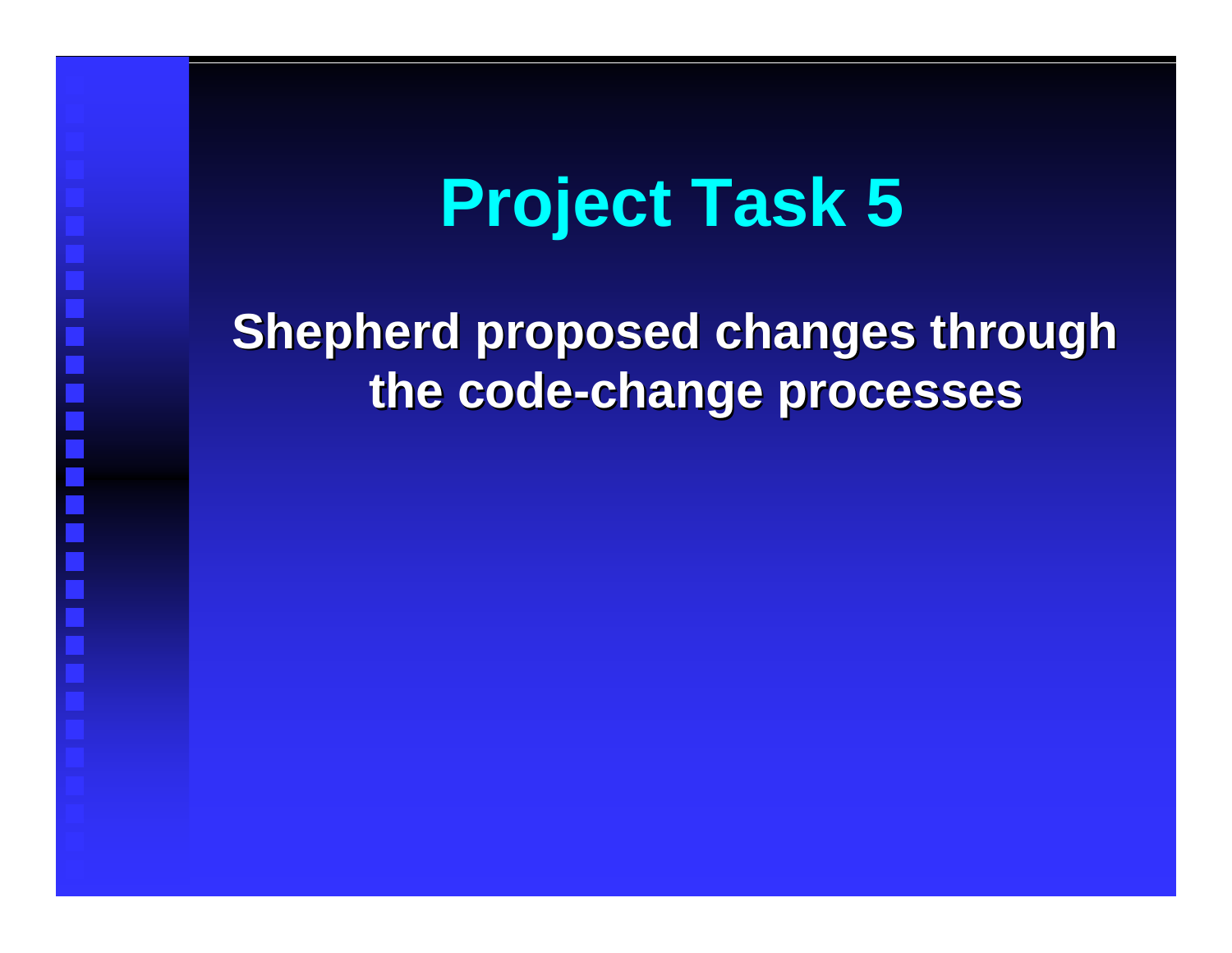# Project Task 5

**Shepherd proposed changes through the code-change processes**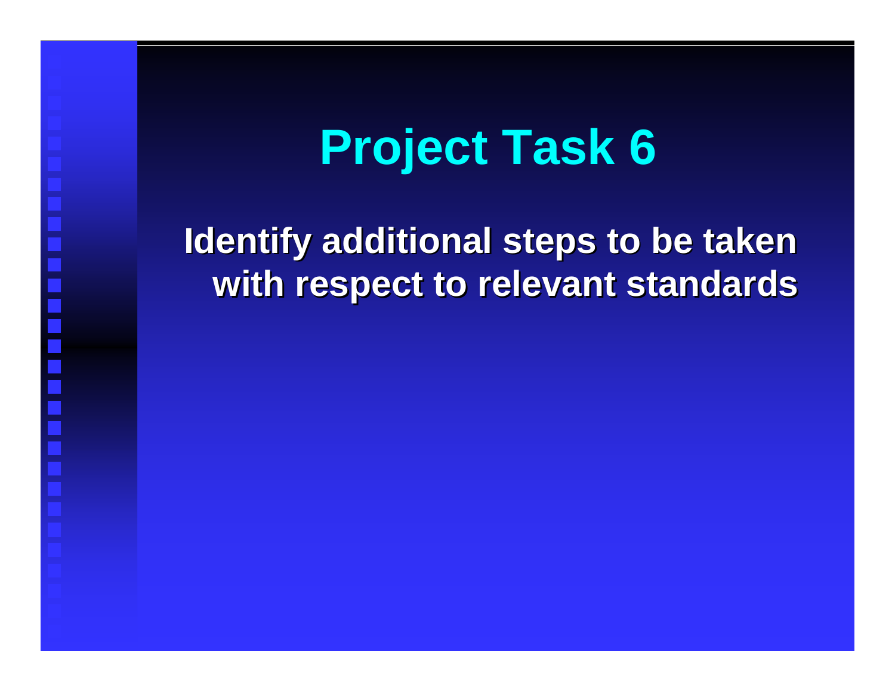# Project Task 6

**Identify additional steps to be taken with respect to relevant standards**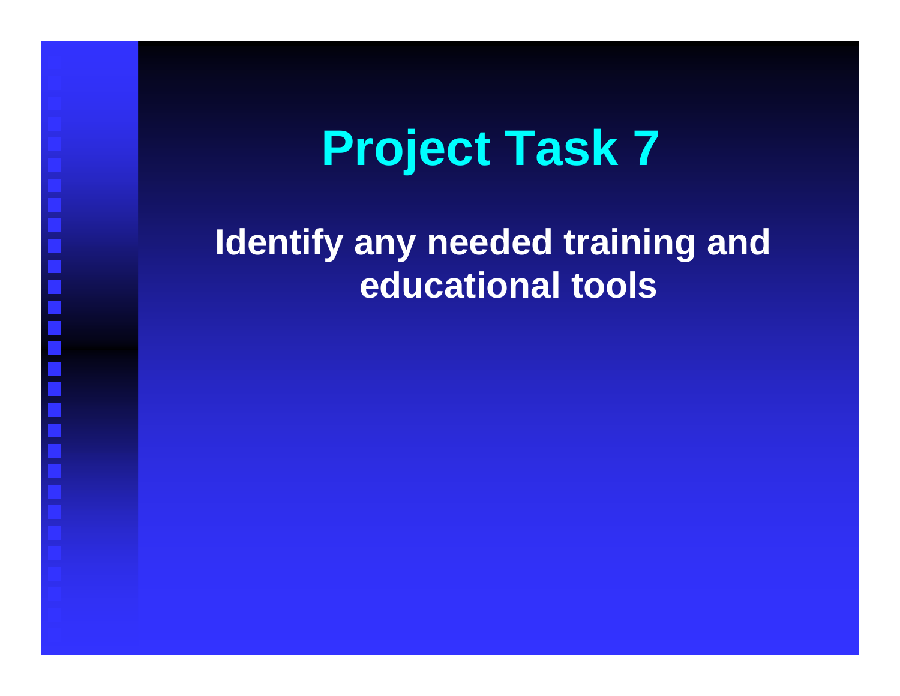# Project Task 7

**Identify any needed training and educational tools**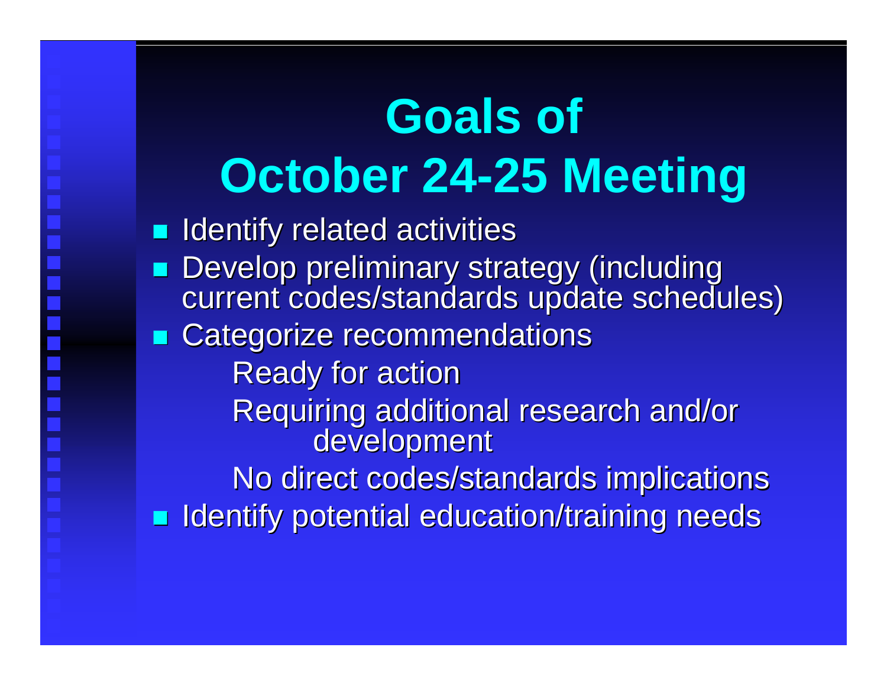# Goals of October 24-25 Meeting

- Identify related activities
- Develop preliminary strategy (including current codes/standards update schedules)
- Categorize recommendations
  - Ready for action
  - Requiring additional research and/or development
  - No direct codes/standards implications
- Identify potential education/training needs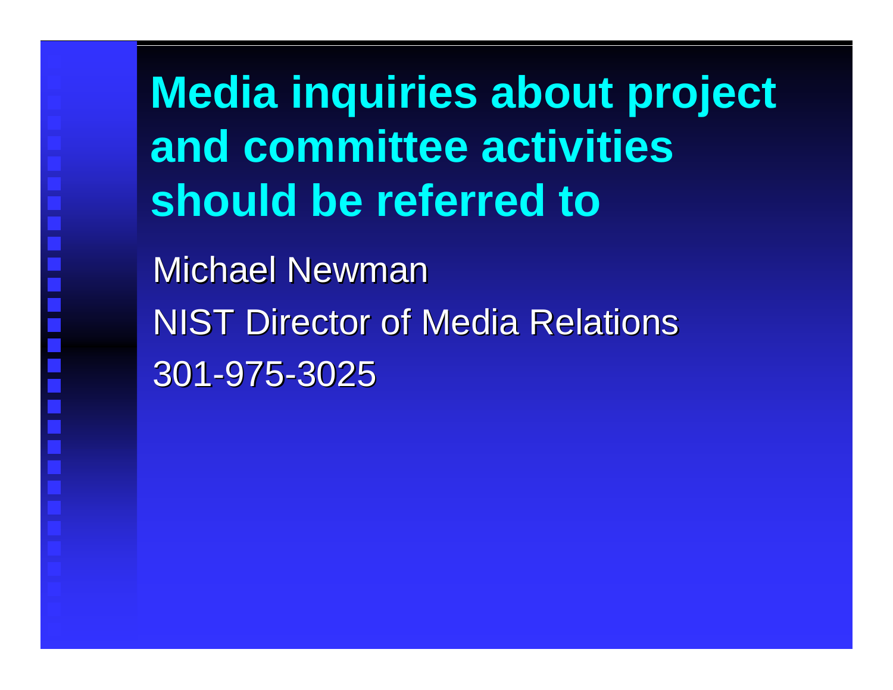# Media inquiries about project and committee activities should be referred to

Michael Newman

NIST Director of Media Relations

301-975-3025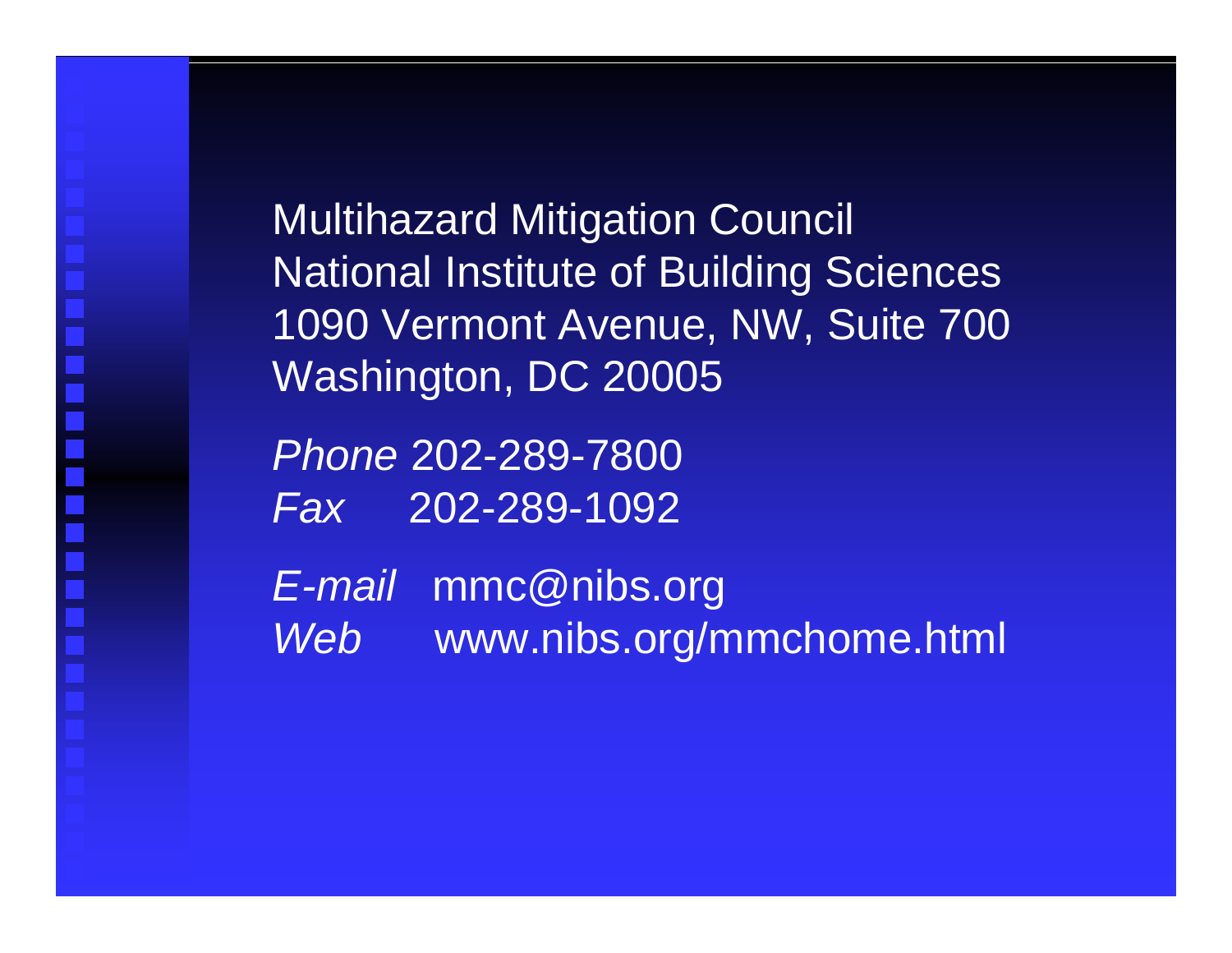Multihazard Mitigation Council
National Institute of Building Sciences
1090 Vermont Avenue, NW, Suite 700
Washington, DC 20005

*Phone* 202-289-7800
*Fax* 202-289-1092

*E-mail* mmc@nibs.org
*Web* www.nibs.org/mmchome.html